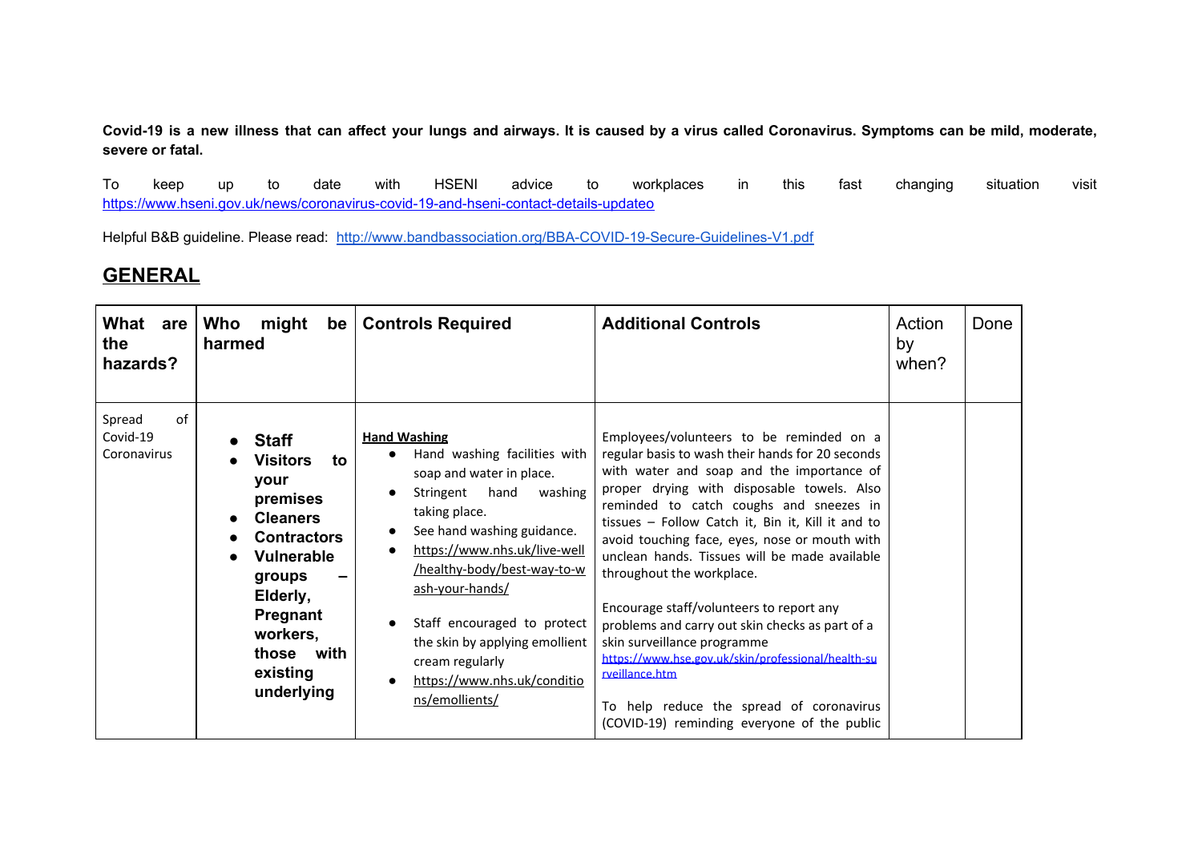**Covid-19 is a new illness that can affect your lungs and airways. It is caused by a virus called Coronavirus. Symptoms can be mild, moderate, severe or fatal.**

To keep up to date with HSENI advice to workplaces in this fast changing situation visit https://www.hseni.gov.uk/news/coronavirus-covid-19-and-hseni-contact-details-updateo

Helpful B&B guideline. Please read: http://www.bandbassociation.org/BBA-COVID-19-Secure-Guidelines-V1.pdf

## GENERAL

| What are the hazards? | Who might be harmed | Controls Required | Additional Controls | Action by when? | Done |
|---|---|---|---|---|---|
| Spread of Covid-19 Coronavirus | <ul><li>**Staff**</li><li>**Visitors to your premises**</li><li>**Cleaners**</li><li>**Contractors**</li><li>**Vulnerable groups – Elderly, Pregnant workers, those with existing underlying**</li></ul> | **Hand Washing**<ul><li>Hand washing facilities with soap and water in place.</li><li>Stringent hand washing taking place.</li><li>See hand washing guidance.</li><li>https://www.nhs.uk/live-well/healthy-body/best-way-to-wash-your-hands/</li></ul><ul><li>Staff encouraged to protect the skin by applying emollient cream regularly</li><li>https://www.nhs.uk/conditions/emollients/</li></ul> | Employees/volunteers to be reminded on a regular basis to wash their hands for 20 seconds with water and soap and the importance of proper drying with disposable towels. Also reminded to catch coughs and sneezes in tissues – Follow Catch it, Bin it, Kill it and to avoid touching face, eyes, nose or mouth with unclean hands. Tissues will be made available throughout the workplace.<br><br>Encourage staff/volunteers to report any problems and carry out skin checks as part of a skin surveillance programme https://www.hse.gov.uk/skin/professional/health-surveillance.htm<br><br>To help reduce the spread of coronavirus (COVID-19) reminding everyone of the public | | |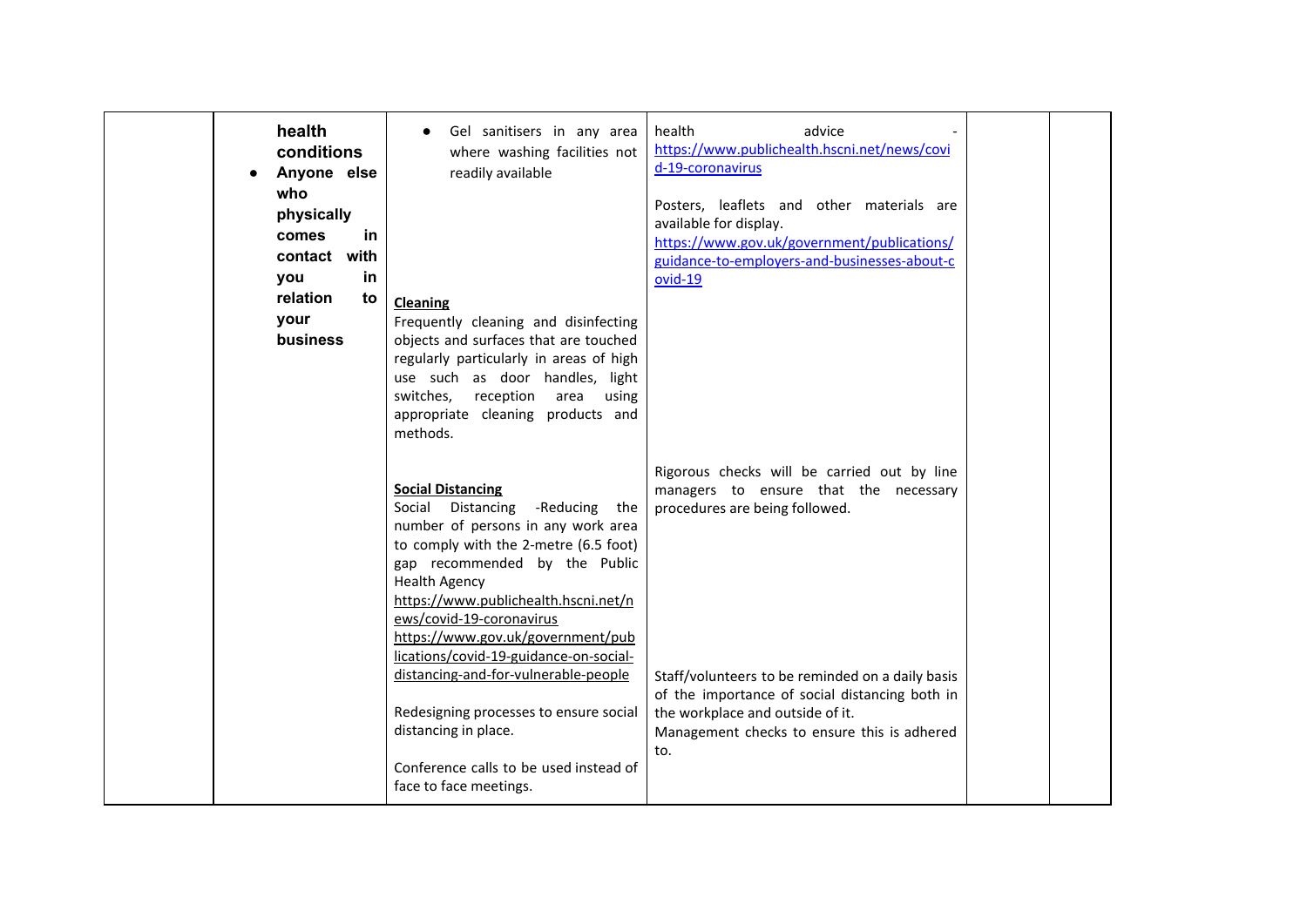|  |  |  |  |  |  |
|---|---|---|---|---|---|
|  | **health conditions**<br>• **Anyone else who physically comes in contact with you in relation to your business** | • Gel sanitisers in any area where washing facilities not readily available<br><br>**Cleaning**<br>Frequently cleaning and disinfecting objects and surfaces that are touched regularly particularly in areas of high use such as door handles, light switches, reception area using appropriate cleaning products and methods.<br><br>**Social Distancing**<br>Social Distancing -Reducing the number of persons in any work area to comply with the 2-metre (6.5 foot) gap recommended by the Public Health Agency<br>https://www.publichealth.hscni.net/news/covid-19-coronavirus<br>https://www.gov.uk/government/publications/covid-19-guidance-on-social-distancing-and-for-vulnerable-people<br><br>Redesigning processes to ensure social distancing in place.<br><br>Conference calls to be used instead of face to face meetings. | health advice - https://www.publichealth.hscni.net/news/covid-19-coronavirus<br><br>Posters, leaflets and other materials are available for display.<br>https://www.gov.uk/government/publications/guidance-to-employers-and-businesses-about-covid-19<br><br>Rigorous checks will be carried out by line managers to ensure that the necessary procedures are being followed.<br><br>Staff/volunteers to be reminded on a daily basis of the importance of social distancing both in the workplace and outside of it.<br>Management checks to ensure this is adhered to. |  |  |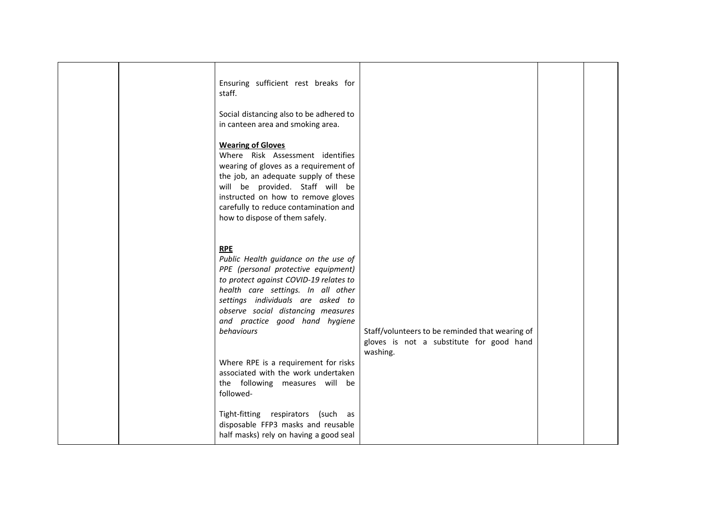| | | | | | |
|---|---|---|---|---|---|
| | | Ensuring sufficient rest breaks for staff.<br><br>Social distancing also to be adhered to in canteen area and smoking area.<br><br>**Wearing of Gloves**<br>Where Risk Assessment identifies wearing of gloves as a requirement of the job, an adequate supply of these will be provided. Staff will be instructed on how to remove gloves carefully to reduce contamination and how to dispose of them safely.<br><br>**RPE**<br>*Public Health guidance on the use of PPE (personal protective equipment) to protect against COVID-19 relates to health care settings. In all other settings individuals are asked to observe social distancing measures and practice good hand hygiene behaviours*<br><br>Where RPE is a requirement for risks associated with the work undertaken the following measures will be followed-<br><br>Tight-fitting respirators (such as disposable FFP3 masks and reusable half masks) rely on having a good seal | Staff/volunteers to be reminded that wearing of gloves is not a substitute for good hand washing. | | |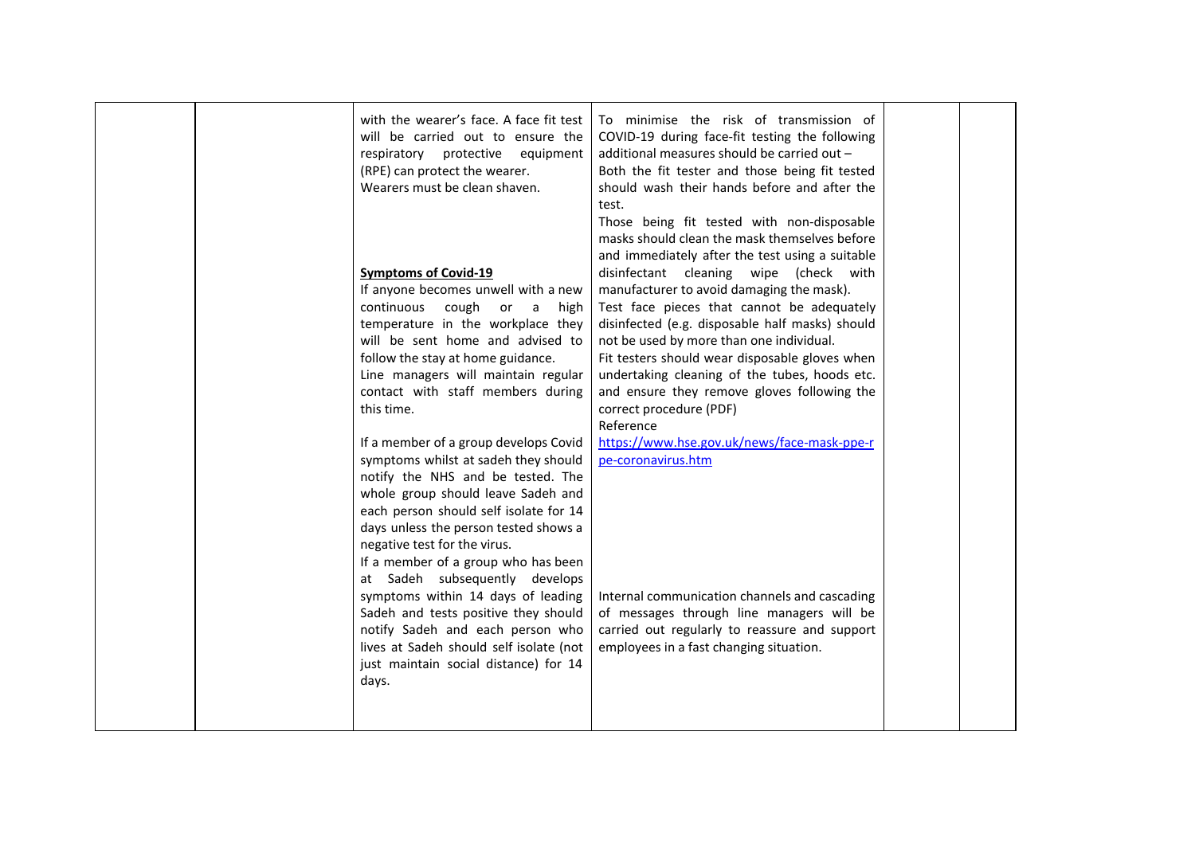| | | | | | |
|---|---|---|---|---|---|
| | | with the wearer's face. A face fit test will be carried out to ensure the respiratory protective equipment (RPE) can protect the wearer.<br>Wearers must be clean shaven.<br><br>**Symptoms of Covid-19**<br>If anyone becomes unwell with a new continuous cough or a high temperature in the workplace they will be sent home and advised to follow the stay at home guidance.<br>Line managers will maintain regular contact with staff members during this time.<br><br>If a member of a group develops Covid symptoms whilst at sadeh they should notify the NHS and be tested. The whole group should leave Sadeh and each person should self isolate for 14 days unless the person tested shows a negative test for the virus.<br>If a member of a group who has been at Sadeh subsequently develops symptoms within 14 days of leaving Sadeh and tests positive they should notify Sadeh and each person who lives at Sadeh should self isolate (not just maintain social distance) for 14 days. | To minimise the risk of transmission of COVID-19 during face-fit testing the following additional measures should be carried out –<br>Both the fit tester and those being fit tested should wash their hands before and after the test.<br>Those being fit tested with non-disposable masks should clean the mask themselves before and immediately after the test using a suitable disinfectant cleaning wipe (check with manufacturer to avoid damaging the mask).<br>Test face pieces that cannot be adequately disinfected (e.g. disposable half masks) should not be used by more than one individual.<br>Fit testers should wear disposable gloves when undertaking cleaning of the tubes, hoods etc. and ensure they remove gloves following the correct procedure (PDF)<br>Reference<br>https://www.hse.gov.uk/news/face-mask-ppe-rpe-coronavirus.htm<br><br>Internal communication channels and cascading of messages through line managers will be carried out regularly to reassure and support employees in a fast changing situation. | | |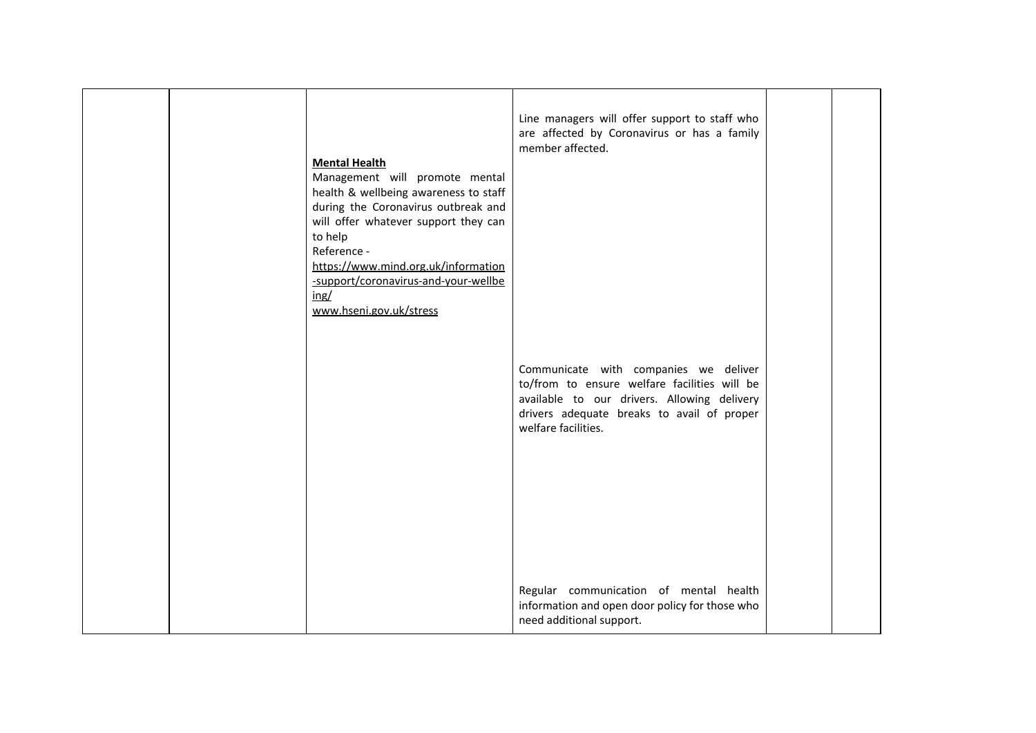|  |  |  |  |  |  |
|---|---|---|---|---|---|
|  |  | **Mental Health**<br>Management will promote mental health & wellbeing awareness to staff during the Coronavirus outbreak and will offer whatever support they can to help<br>Reference -<br>https://www.mind.org.uk/information-support/coronavirus-and-your-wellbeing/<br>www.hseni.gov.uk/stress | Line managers will offer support to staff who are affected by Coronavirus or has a family member affected.<br><br>Communicate with companies we deliver to/from to ensure welfare facilities will be available to our drivers. Allowing delivery drivers adequate breaks to avail of proper welfare facilities.<br><br>Regular communication of mental health information and open door policy for those who need additional support. |  |  |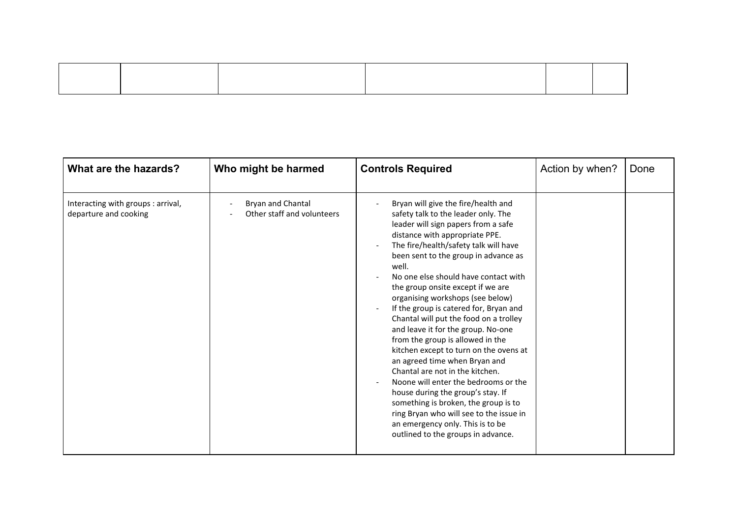| | | | | | |
|---|---|---|---|---|---|
| | | | | | |

| What are the hazards? | Who might be harmed | Controls Required | Action by when? | Done |
|---|---|---|---|---|
| Interacting with groups : arrival, departure and cooking | - Bryan and Chantal<br>- Other staff and volunteers | - Bryan will give the fire/health and safety talk to the leader only. The leader will sign papers from a safe distance with appropriate PPE.<br>- The fire/health/safety talk will have been sent to the group in advance as well.<br>- No one else should have contact with the group onsite except if we are organising workshops (see below)<br>- If the group is catered for, Bryan and Chantal will put the food on a trolley and leave it for the group. No-one from the group is allowed in the kitchen except to turn on the ovens at an agreed time when Bryan and Chantal are not in the kitchen.<br>- Noone will enter the bedrooms or the house during the group's stay. If something is broken, the group is to ring Bryan who will see to the issue in an emergency only. This is to be outlined to the groups in advance. | | |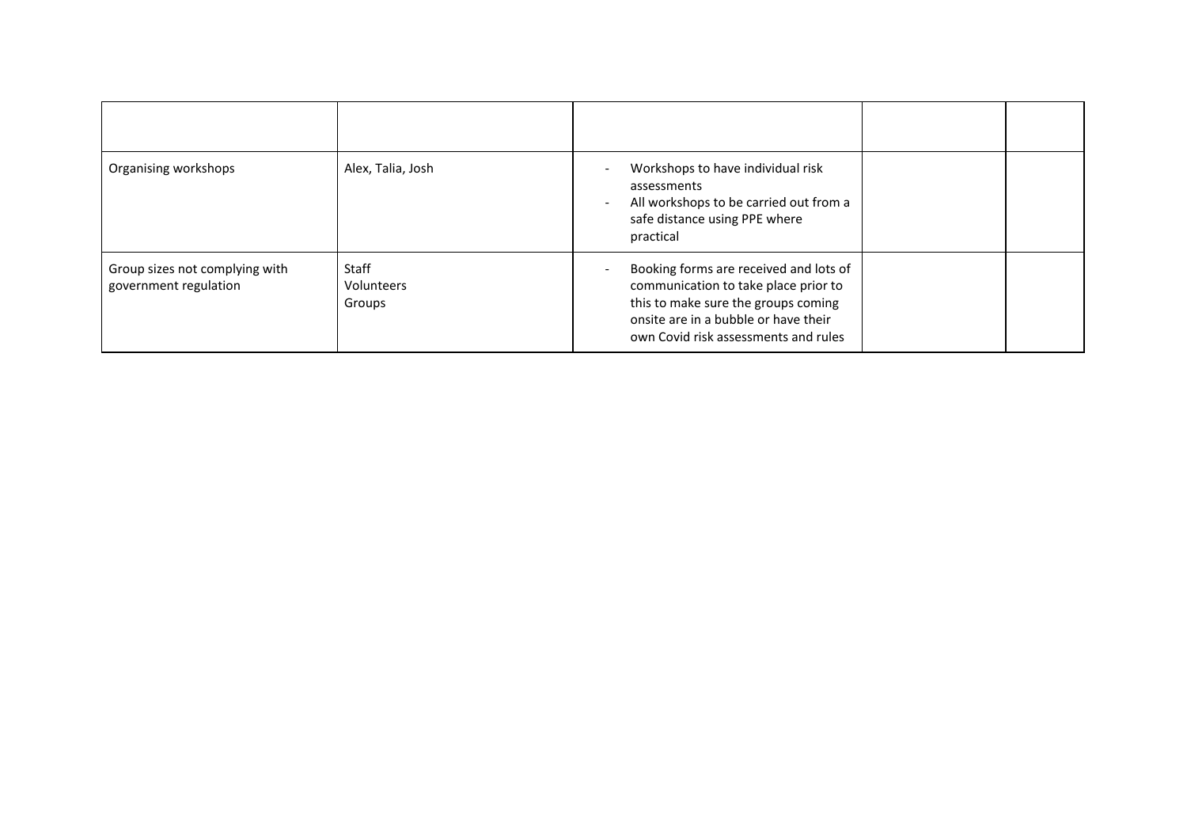| | | | | |
|---|---|---|---|---|
| | | | | |
| Organising workshops | Alex, Talia, Josh | - Workshops to have individual risk assessments<br>- All workshops to be carried out from a safe distance using PPE where practical | | |
| Group sizes not complying with government regulation | Staff<br>Volunteers<br>Groups | - Booking forms are received and lots of communication to take place prior to this to make sure the groups coming onsite are in a bubble or have their own Covid risk assessments and rules | | |